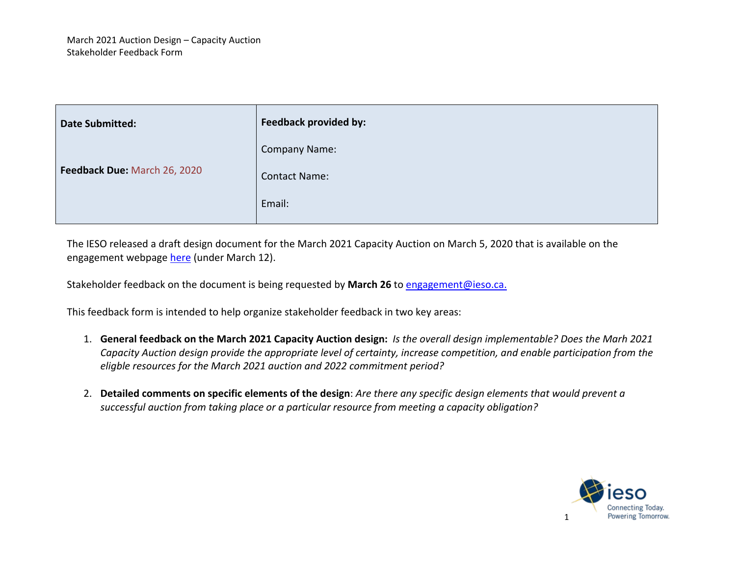March 2021 Auction Design – Capacity Auction
Stakeholder Feedback Form

| Date Submitted: <br><br> Feedback Due: March 26, 2020 | Feedback provided by: <br><br> Company Name: <br><br> Contact Name: <br><br> Email: |
|---|---|

The IESO released a draft design document for the March 2021 Capacity Auction on March 5, 2020 that is available on the engagement webpage here (under March 12).

Stakeholder feedback on the document is being requested by **March 26** to engagement@ieso.ca.

This feedback form is intended to help organize stakeholder feedback in two key areas:

1. **General feedback on the March 2021 Capacity Auction design:** *Is the overall design implementable? Does the Marh 2021 Capacity Auction design provide the appropriate level of certainty, increase competition, and enable participation from the eligible resources for the March 2021 auction and 2022 commitment period?*

2. **Detailed comments on specific elements of the design**: *Are there any specific design elements that would prevent a successful auction from taking place or a particular resource from meeting a capacity obligation?*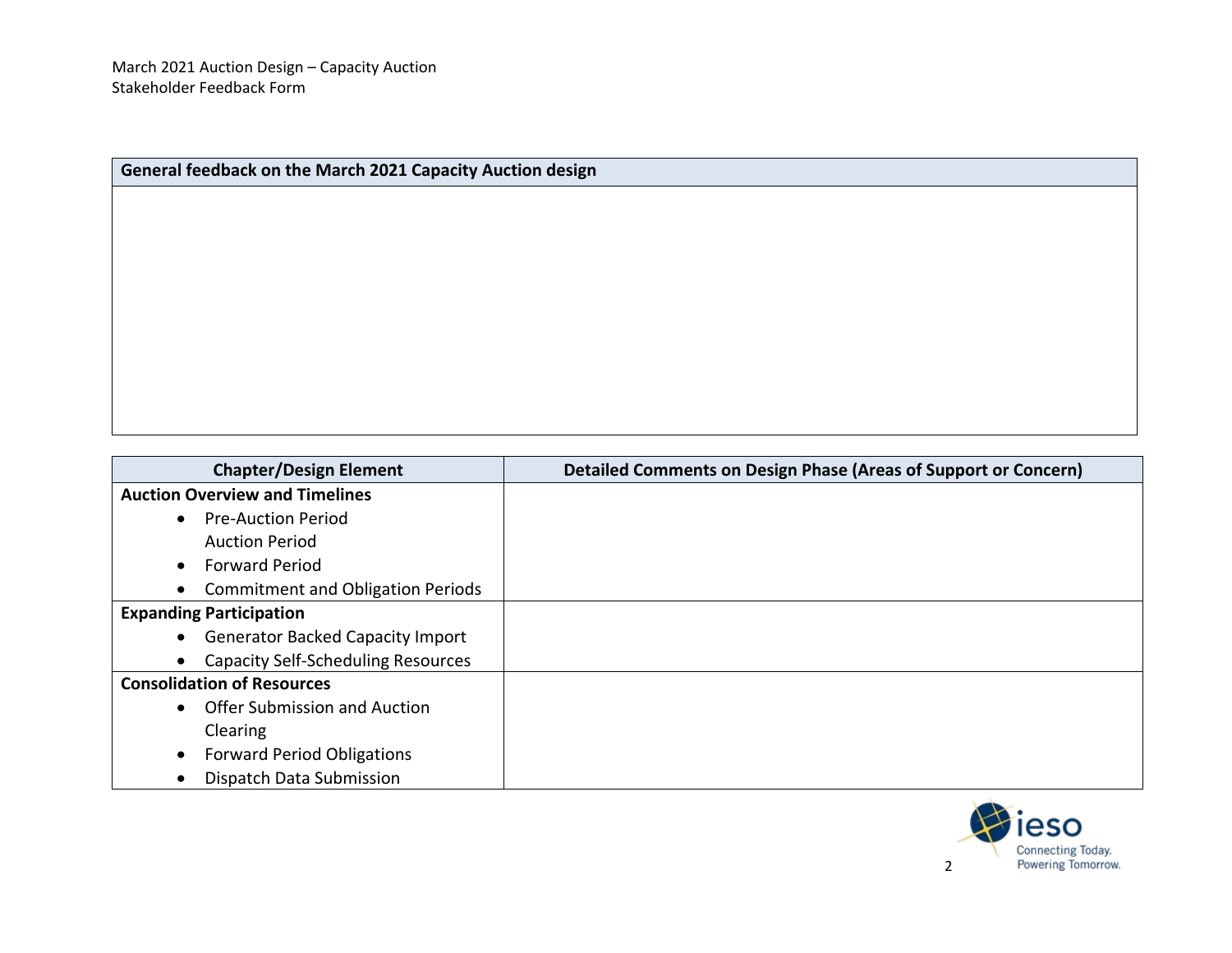| General feedback on the March 2021 Capacity Auction design |
| --- |
| |

| Chapter/Design Element | Detailed Comments on Design Phase (Areas of Support or Concern) |
| --- | --- |
| **Auction Overview and Timelines**<br>• Pre-Auction Period<br>Auction Period<br>• Forward Period<br>• Commitment and Obligation Periods | |
| **Expanding Participation**<br>• Generator Backed Capacity Import<br>• Capacity Self-Scheduling Resources | |
| **Consolidation of Resources**<br>• Offer Submission and Auction Clearing<br>• Forward Period Obligations<br>• Dispatch Data Submission | |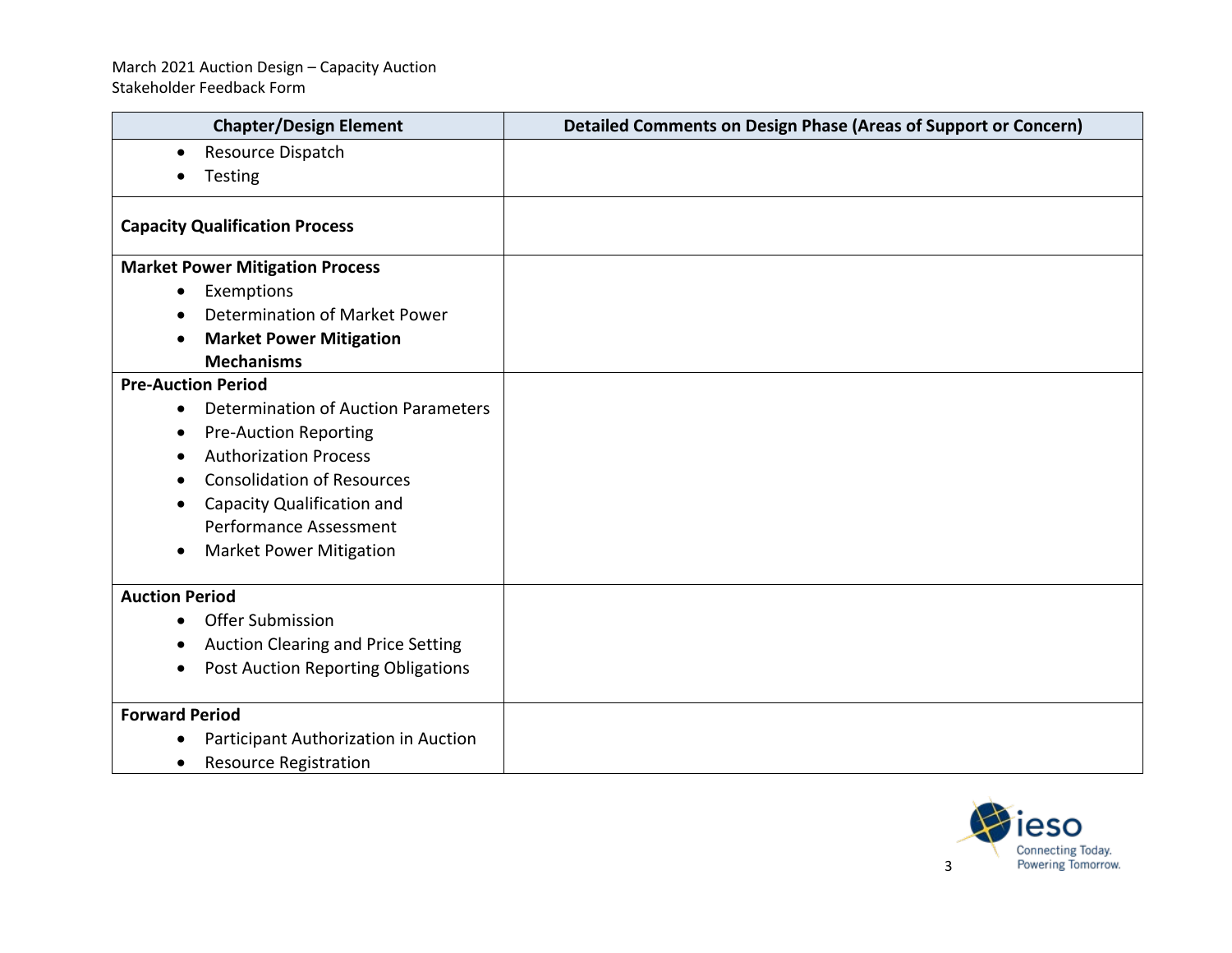| Chapter/Design Element | Detailed Comments on Design Phase (Areas of Support or Concern) |
|---|---|
| <ul><li>Resource Dispatch</li><li>Testing</li></ul> | |
| **Capacity Qualification Process** | |
| **Market Power Mitigation Process**<ul><li>Exemptions</li><li>Determination of Market Power</li><li>**Market Power Mitigation Mechanisms**</li></ul> | |
| **Pre-Auction Period**<ul><li>Determination of Auction Parameters</li><li>Pre-Auction Reporting</li><li>Authorization Process</li><li>Consolidation of Resources</li><li>Capacity Qualification and Performance Assessment</li><li>Market Power Mitigation</li></ul> | |
| **Auction Period**<ul><li>Offer Submission</li><li>Auction Clearing and Price Setting</li><li>Post Auction Reporting Obligations</li></ul> | |
| **Forward Period**<ul><li>Participant Authorization in Auction</li><li>Resource Registration</li></ul> | |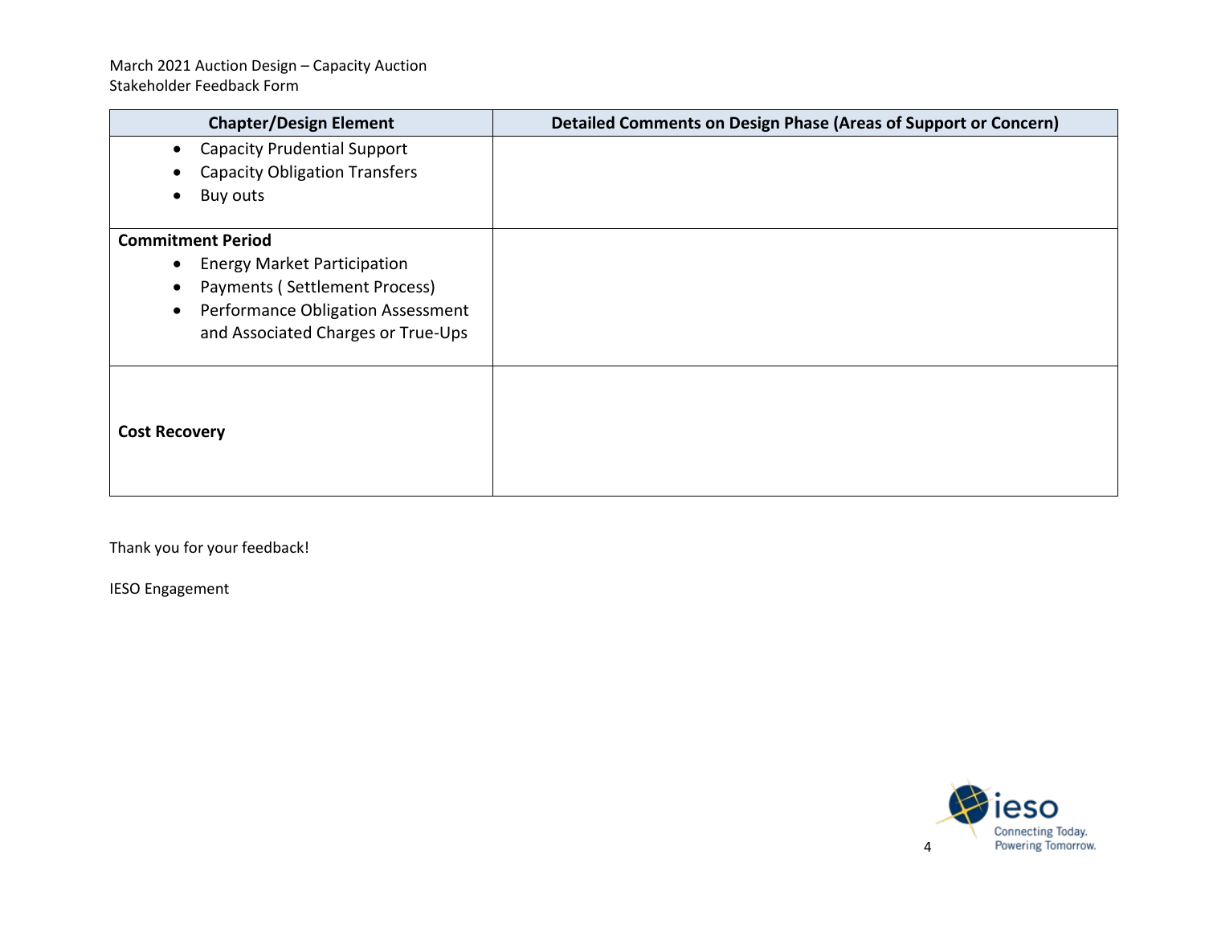| Chapter/Design Element | Detailed Comments on Design Phase (Areas of Support or Concern) |
| --- | --- |
| • Capacity Prudential Support<br>• Capacity Obligation Transfers<br>• Buy outs | |
| **Commitment Period**<br>• Energy Market Participation<br>• Payments ( Settlement Process)<br>• Performance Obligation Assessment and Associated Charges or True-Ups | |
| **Cost Recovery** | |

Thank you for your feedback!

IESO Engagement